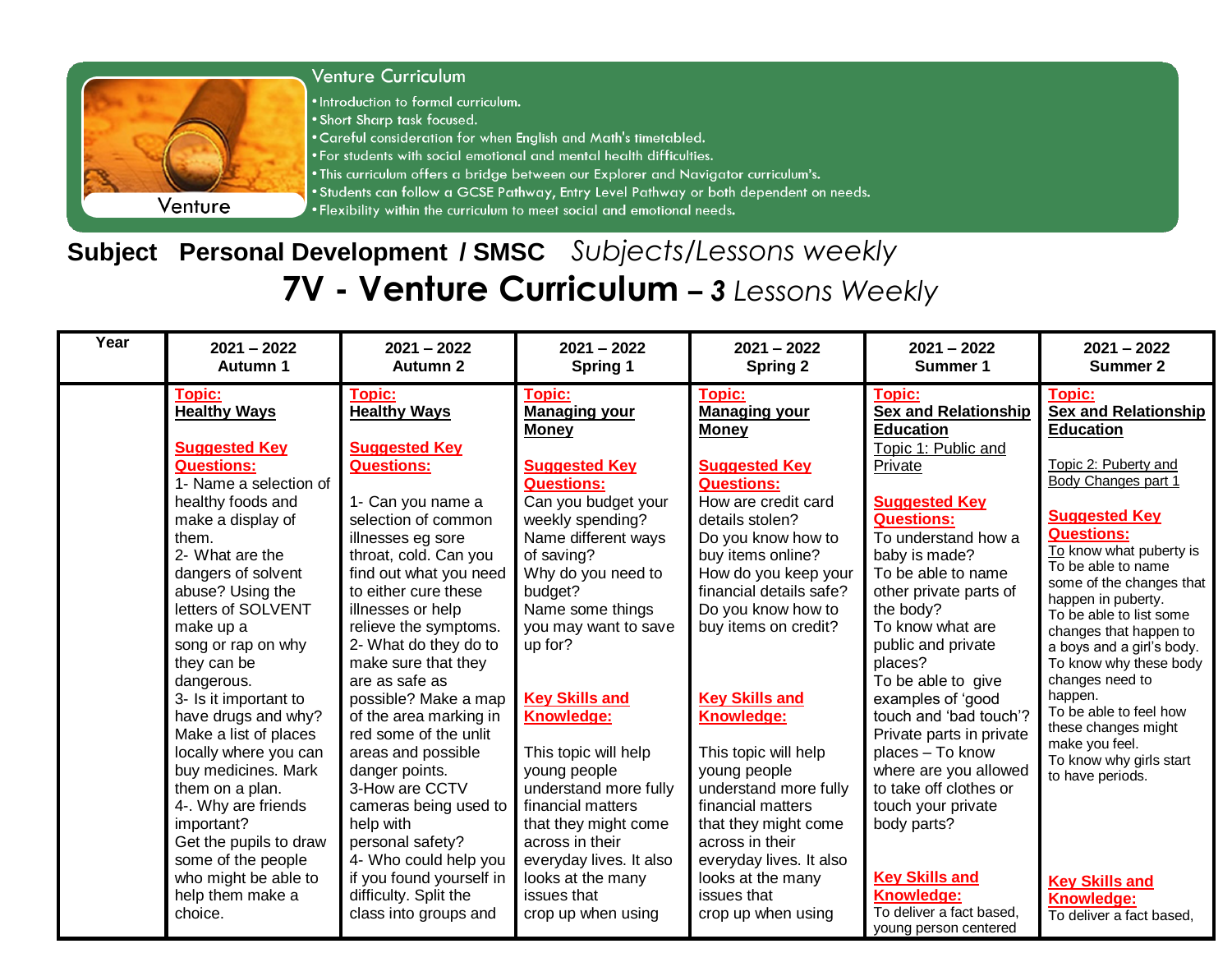## Venture Curriculum

Venture

- Introduction to formal curriculum.
- Short Sharp task focused.
- Careful consideration for when English and Math's timetabled.
- For students with social emotional and mental health difficulties.
- This curriculum offers a bridge between our Explorer and Navigator curriculum's.
- Students can follow a GCSE Pathway, Entry Level Pathway or both dependent on needs.
- Flexibility within the curriculum to meet social and emotional needs.

**Subject Personal Development / SMSC** *Subjects/Lessons weekly*

# 7V - Venture Curriculum – *3 Lessons Weekly*

| Year | 2021 – 2022 Autumn 1 | 2021 – 2022 Autumn 2 | 2021 – 2022 Spring 1 | 2021 – 2022 Spring 2 | 2021 – 2022 Summer 1 | 2021 – 2022 Summer 2 |
|---|---|---|---|---|---|---|
| | **Topic:** **Healthy Ways**<br><br>**Suggested Key Questions:**<br>1- Name a selection of healthy foods and make a display of them.<br>2- What are the dangers of solvent abuse? Using the letters of SOLVENT make up a song or rap on why they can be dangerous.<br>3- Is it important to have drugs and why? Make a list of places locally where you can buy medicines. Mark them on a plan.<br>4-. Why are friends important?<br>Get the pupils to draw some of the people who might be able to help them make a choice. | **Topic:** **Healthy Ways**<br><br>**Suggested Key Questions:**<br><br>1- Can you name a selection of common illnesses eg sore throat, cold. Can you find out what you need to either cure these illnesses or help relieve the symptoms.<br>2- What do they do to make sure that they are as safe as possible? Make a map of the area marking in red some of the unlit areas and possible danger points.<br>3-How are CCTV cameras being used to help with personal safety?<br>4- Who could help you if you found yourself in difficulty. Split the class into groups and | **Topic:** **Managing your Money**<br><br>**Suggested Key Questions:**<br>Can you budget your weekly spending?<br>Name different ways of saving?<br>Why do you need to budget?<br>Name some things you may want to save up for?<br><br>**Key Skills and Knowledge:**<br><br>This topic will help young people understand more fully financial matters that they might come across in their everyday lives. It also looks at the many issues that crop up when using | **Topic:** **Managing your Money**<br><br>**Suggested Key Questions:**<br>How are credit card details stolen?<br>Do you know how to buy items online?<br>How do you keep your financial details safe?<br>Do you know how to buy items on credit?<br><br>**Key Skills and Knowledge:**<br><br>This topic will help young people understand more fully financial matters that they might come across in their everyday lives. It also looks at the many issues that crop up when using | **Topic:** **Sex and Relationship Education**<br>Topic 1: Public and Private<br><br>**Suggested Key Questions:**<br>To understand how a baby is made?<br>To be able to name other private parts of the body?<br>To know what are public and private places?<br>To be able to give examples of 'good touch and 'bad touch'?<br>Private parts in private places – To know where are you allowed to take off clothes or touch your private body parts?<br><br>**Key Skills and Knowledge:**<br>To deliver a fact based, young person centered | **Topic:** **Sex and Relationship Education**<br><br>Topic 2: Puberty and Body Changes part 1<br><br>**Suggested Key Questions:**<br>To know what puberty is<br>To be able to name some of the changes that happen in puberty.<br>To be able to list some changes that happen to a boys and a girl's body.<br>To know why these body changes need to happen.<br>To be able to feel how these changes might make you feel.<br>To know why girls start to have periods.<br><br>**Key Skills and Knowledge:**<br>To deliver a fact based, |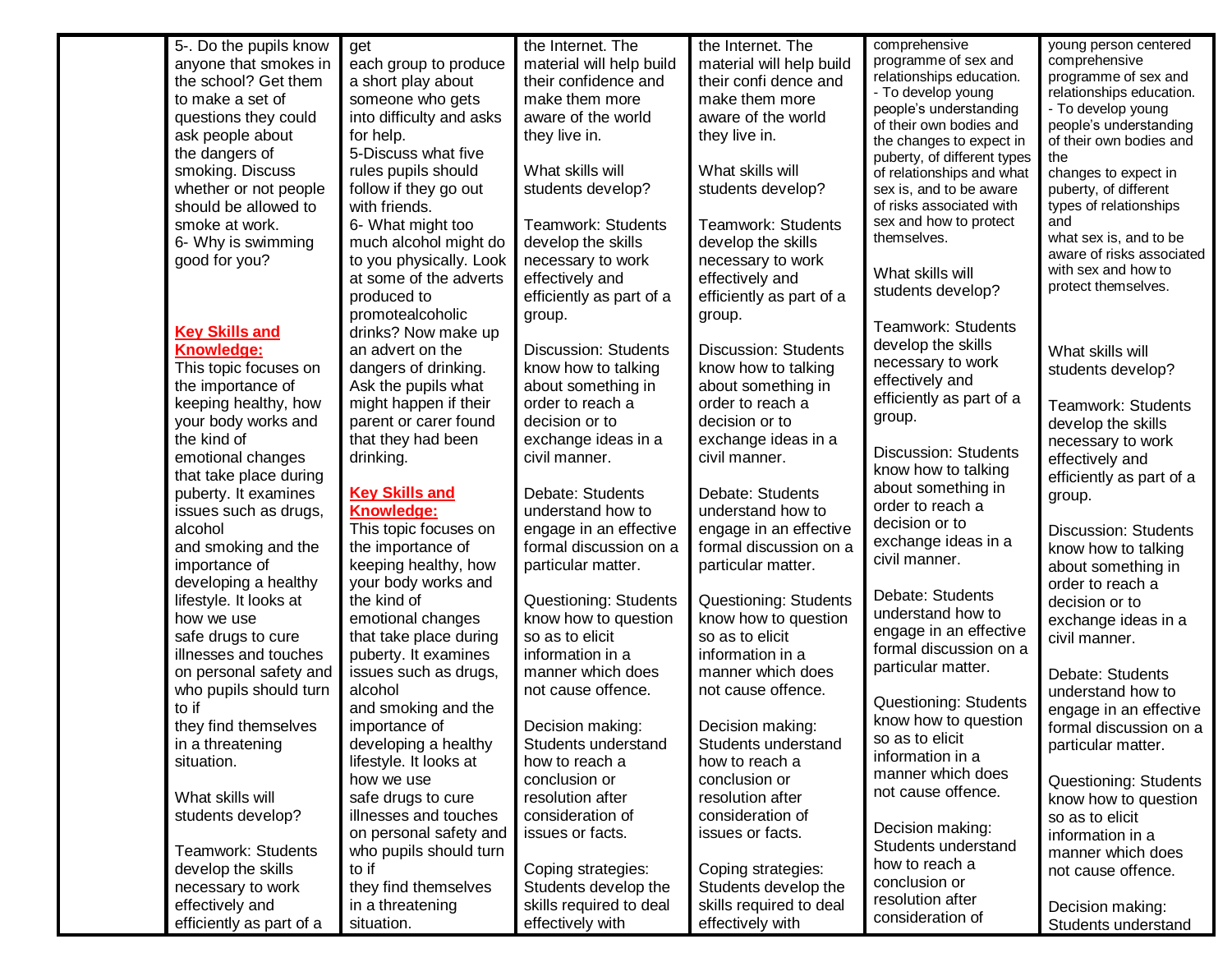| | | | | | | |
|---|---|---|---|---|---|---|
| | 5-. Do the pupils know anyone that smokes in the school? Get them to make a set of questions they could ask people about the dangers of smoking. Discuss whether or not people should be allowed to smoke at work.<br>6- Why is swimming good for you?<br><br>**Key Skills and Knowledge:**<br>This topic focuses on the importance of keeping healthy, how your body works and the kind of emotional changes that take place during puberty. It examines issues such as drugs, alcohol and smoking and the importance of developing a healthy lifestyle. It looks at how we use safe drugs to cure illnesses and touches on personal safety and who pupils should turn to if they find themselves in a threatening situation.<br><br>What skills will students develop?<br><br>Teamwork: Students develop the skills necessary to work effectively and efficiently as part of a | get each group to produce a short play about someone who gets into difficulty and asks for help.<br>5-Discuss what five rules pupils should follow if they go out with friends.<br>6- What might too much alcohol might do to you physically. Look at some of the adverts produced to promotealcoholic drinks? Now make up an advert on the dangers of drinking. Ask the pupils what might happen if their parent or carer found that they had been drinking.<br><br>**Key Skills and Knowledge:**<br>This topic focuses on the importance of keeping healthy, how your body works and the kind of emotional changes that take place during puberty. It examines issues such as drugs, alcohol and smoking and the importance of developing a healthy lifestyle. It looks at how we use safe drugs to cure illnesses and touches on personal safety and who pupils should turn to if they find themselves in a threatening situation. | the Internet. The material will help build their confidence and make them more aware of the world they live in.<br><br>What skills will students develop?<br><br>Teamwork: Students develop the skills necessary to work effectively and efficiently as part of a group.<br><br>Discussion: Students know how to talking about something in order to reach a decision or to exchange ideas in a civil manner.<br><br>Debate: Students understand how to engage in an effective formal discussion on a particular matter.<br><br>Questioning: Students know how to question so as to elicit information in a manner which does not cause offence.<br><br>Decision making: Students understand how to reach a conclusion or resolution after consideration of issues or facts.<br><br>Coping strategies: Students develop the skills required to deal effectively with | the Internet. The material will help build their confi dence and make them more aware of the world they live in.<br><br>What skills will students develop?<br><br>Teamwork: Students develop the skills necessary to work effectively and efficiently as part of a group.<br><br>Discussion: Students know how to talking about something in order to reach a decision or to exchange ideas in a civil manner.<br><br>Debate: Students understand how to engage in an effective formal discussion on a particular matter.<br><br>Questioning: Students know how to question so as to elicit information in a manner which does not cause offence.<br><br>Decision making: Students understand how to reach a conclusion or resolution after consideration of issues or facts.<br><br>Coping strategies: Students develop the skills required to deal effectively with | comprehensive programme of sex and relationships education.<br>- To develop young people's understanding of their own bodies and the changes to expect in puberty, of different types of relationships and what sex is, and to be aware of risks associated with sex and how to protect themselves.<br><br>What skills will students develop?<br><br>Teamwork: Students develop the skills necessary to work effectively and efficiently as part of a group.<br><br>Discussion: Students know how to talking about something in order to reach a decision or to exchange ideas in a civil manner.<br><br>Debate: Students understand how to engage in an effective formal discussion on a particular matter.<br><br>Questioning: Students know how to question so as to elicit information in a manner which does not cause offence.<br><br>Decision making: Students understand how to reach a conclusion or resolution after consideration of | young person centered comprehensive programme of sex and relationships education.<br>- To develop young people's understanding of their own bodies and the changes to expect in puberty, of different types of relationships and what sex is, and to be aware of risks associated with sex and how to protect themselves.<br><br>What skills will students develop?<br><br>Teamwork: Students develop the skills necessary to work effectively and efficiently as part of a group.<br><br>Discussion: Students know how to talking about something in order to reach a decision or to exchange ideas in a civil manner.<br><br>Debate: Students understand how to engage in an effective formal discussion on a particular matter.<br><br>Questioning: Students know how to question so as to elicit information in a manner which does not cause offence.<br><br>Decision making: Students understand |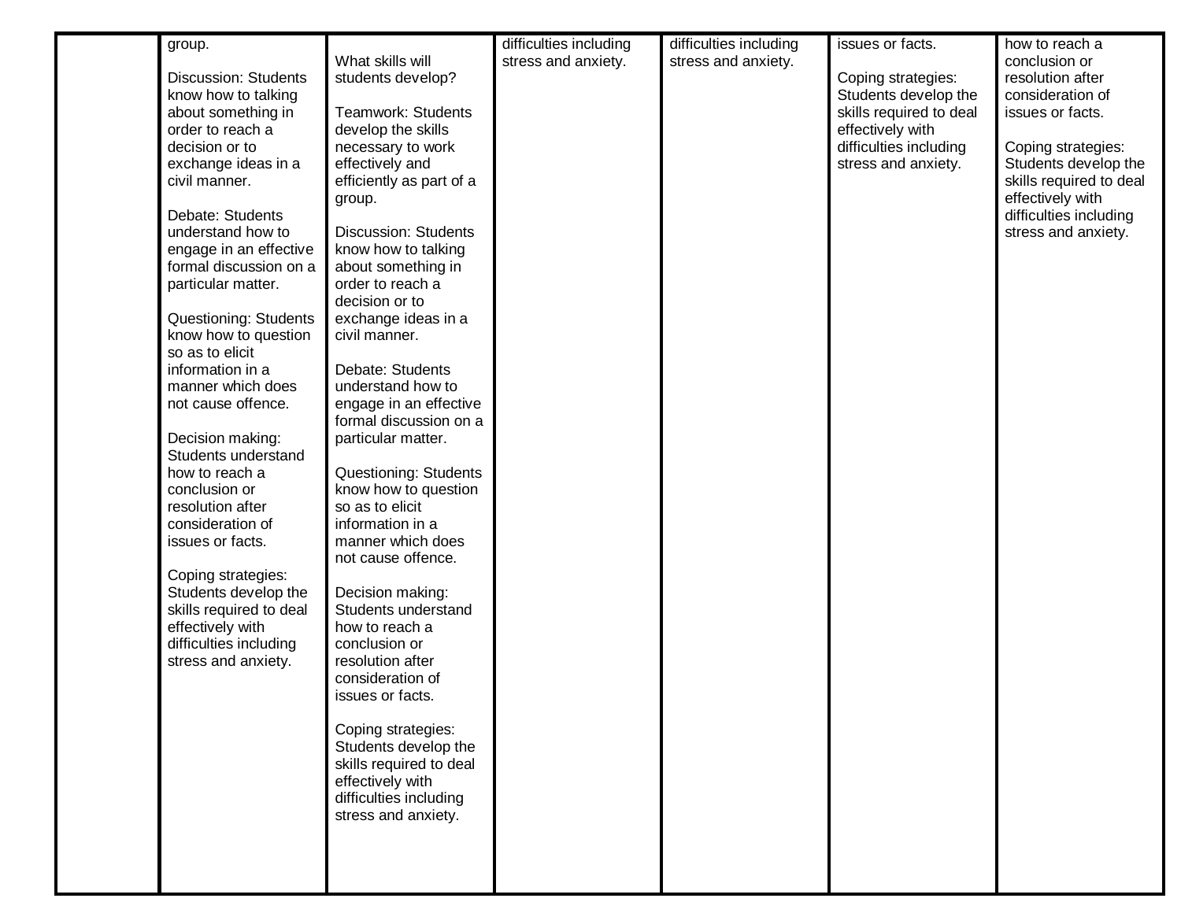| | | | | | | |
|---|---|---|---|---|---|---|
| | group.<br><br>Discussion: Students know how to talking about something in order to reach a decision or to exchange ideas in a civil manner.<br><br>Debate: Students understand how to engage in an effective formal discussion on a particular matter.<br><br>Questioning: Students know how to question so as to elicit information in a manner which does not cause offence.<br><br>Decision making: Students understand how to reach a conclusion or resolution after consideration of issues or facts.<br><br>Coping strategies: Students develop the skills required to deal effectively with difficulties including stress and anxiety. | What skills will students develop?<br><br>Teamwork: Students develop the skills necessary to work effectively and efficiently as part of a group.<br><br>Discussion: Students know how to talking about something in order to reach a decision or to exchange ideas in a civil manner.<br><br>Debate: Students understand how to engage in an effective formal discussion on a particular matter.<br><br>Questioning: Students know how to question so as to elicit information in a manner which does not cause offence.<br><br>Decision making: Students understand how to reach a conclusion or resolution after consideration of issues or facts.<br><br>Coping strategies: Students develop the skills required to deal effectively with difficulties including stress and anxiety. | difficulties including stress and anxiety. | difficulties including stress and anxiety. | issues or facts.<br><br>Coping strategies: Students develop the skills required to deal effectively with difficulties including stress and anxiety. | how to reach a conclusion or resolution after consideration of issues or facts.<br><br>Coping strategies: Students develop the skills required to deal effectively with difficulties including stress and anxiety. |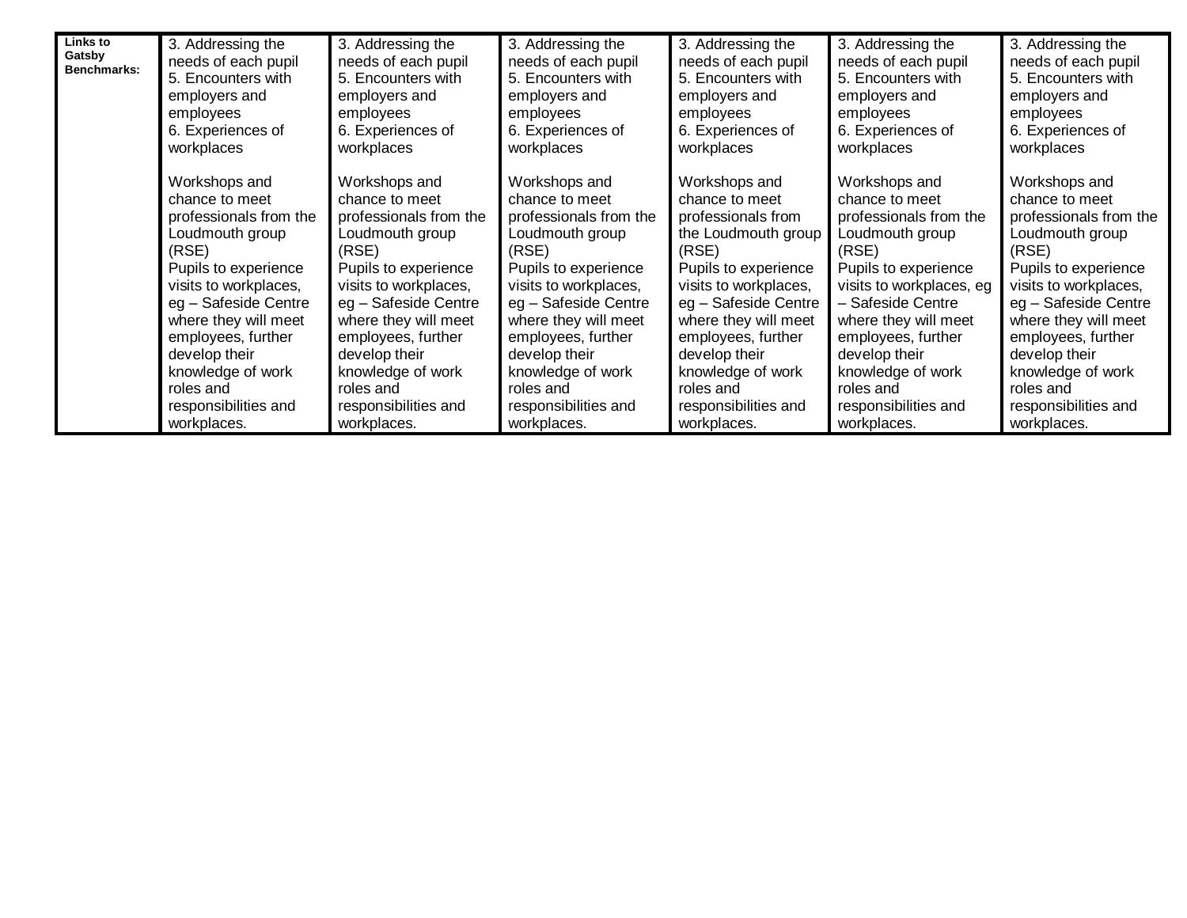| | | | | | | |
|---|---|---|---|---|---|---|
| **Links to Gatsby Benchmarks:** | 3. Addressing the needs of each pupil<br>5. Encounters with employers and employees<br>6. Experiences of workplaces<br><br>Workshops and chance to meet professionals from the Loudmouth group (RSE)<br>Pupils to experience visits to workplaces, eg – Safeside Centre where they will meet employees, further develop their knowledge of work roles and responsibilities and workplaces. | 3. Addressing the needs of each pupil<br>5. Encounters with employers and employees<br>6. Experiences of workplaces<br><br>Workshops and chance to meet professionals from the Loudmouth group (RSE)<br>Pupils to experience visits to workplaces, eg – Safeside Centre where they will meet employees, further develop their knowledge of work roles and responsibilities and workplaces. | 3. Addressing the needs of each pupil<br>5. Encounters with employers and employees<br>6. Experiences of workplaces<br><br>Workshops and chance to meet professionals from the Loudmouth group (RSE)<br>Pupils to experience visits to workplaces, eg – Safeside Centre where they will meet employees, further develop their knowledge of work roles and responsibilities and workplaces. | 3. Addressing the needs of each pupil<br>5. Encounters with employers and employees<br>6. Experiences of workplaces<br><br>Workshops and chance to meet professionals from the Loudmouth group (RSE)<br>Pupils to experience visits to workplaces, eg – Safeside Centre where they will meet employees, further develop their knowledge of work roles and responsibilities and workplaces. | 3. Addressing the needs of each pupil<br>5. Encounters with employers and employees<br>6. Experiences of workplaces<br><br>Workshops and chance to meet professionals from the Loudmouth group (RSE)<br>Pupils to experience visits to workplaces, eg – Safeside Centre where they will meet employees, further develop their knowledge of work roles and responsibilities and workplaces. | 3. Addressing the needs of each pupil<br>5. Encounters with employers and employees<br>6. Experiences of workplaces<br><br>Workshops and chance to meet professionals from the Loudmouth group (RSE)<br>Pupils to experience visits to workplaces, eg – Safeside Centre where they will meet employees, further develop their knowledge of work roles and responsibilities and workplaces. |